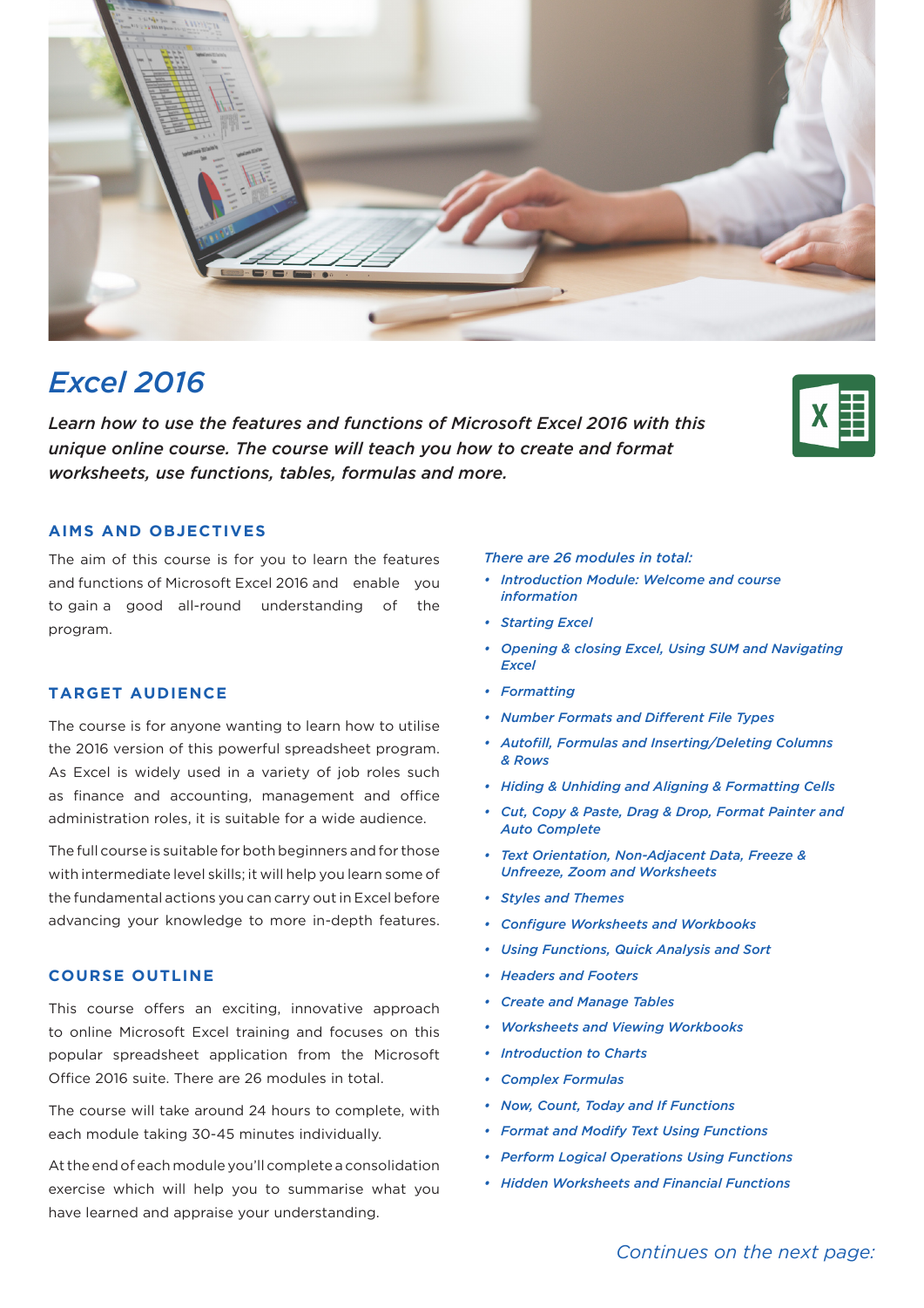# *Excel 2016*

***Learn how to use the features and functions of Microsoft Excel 2016 with this unique online course. The course will teach you how to create and format worksheets, use functions, tables, formulas and more.***

## AIMS AND OBJECTIVES

The aim of this course is for you to learn the features and functions of Microsoft Excel 2016 and enable you to gain a good all-round understanding of the program.

## TARGET AUDIENCE

The course is for anyone wanting to learn how to utilise the 2016 version of this powerful spreadsheet program. As Excel is widely used in a variety of job roles such as finance and accounting, management and office administration roles, it is suitable for a wide audience.

The full course is suitable for both beginners and for those with intermediate level skills; it will help you learn some of the fundamental actions you can carry out in Excel before advancing your knowledge to more in-depth features.

## COURSE OUTLINE

This course offers an exciting, innovative approach to online Microsoft Excel training and focuses on this popular spreadsheet application from the Microsoft Office 2016 suite. There are 26 modules in total.

The course will take around 24 hours to complete, with each module taking 30-45 minutes individually.

At the end of each module you'll complete a consolidation exercise which will help you to summarise what you have learned and appraise your understanding.

*There are 26 modules in total:*

- ***Introduction Module: Welcome and course information***
- ***Starting Excel***
- ***Opening & closing Excel, Using SUM and Navigating Excel***
- ***Formatting***
- ***Number Formats and Different File Types***
- ***Autofill, Formulas and Inserting/Deleting Columns & Rows***
- ***Hiding & Unhiding and Aligning & Formatting Cells***
- ***Cut, Copy & Paste, Drag & Drop, Format Painter and Auto Complete***
- ***Text Orientation, Non-Adjacent Data, Freeze & Unfreeze, Zoom and Worksheets***
- ***Styles and Themes***
- ***Configure Worksheets and Workbooks***
- ***Using Functions, Quick Analysis and Sort***
- ***Headers and Footers***
- ***Create and Manage Tables***
- ***Worksheets and Viewing Workbooks***
- ***Introduction to Charts***
- ***Complex Formulas***
- ***Now, Count, Today and If Functions***
- ***Format and Modify Text Using Functions***
- ***Perform Logical Operations Using Functions***
- ***Hidden Worksheets and Financial Functions***

*Continues on the next page:*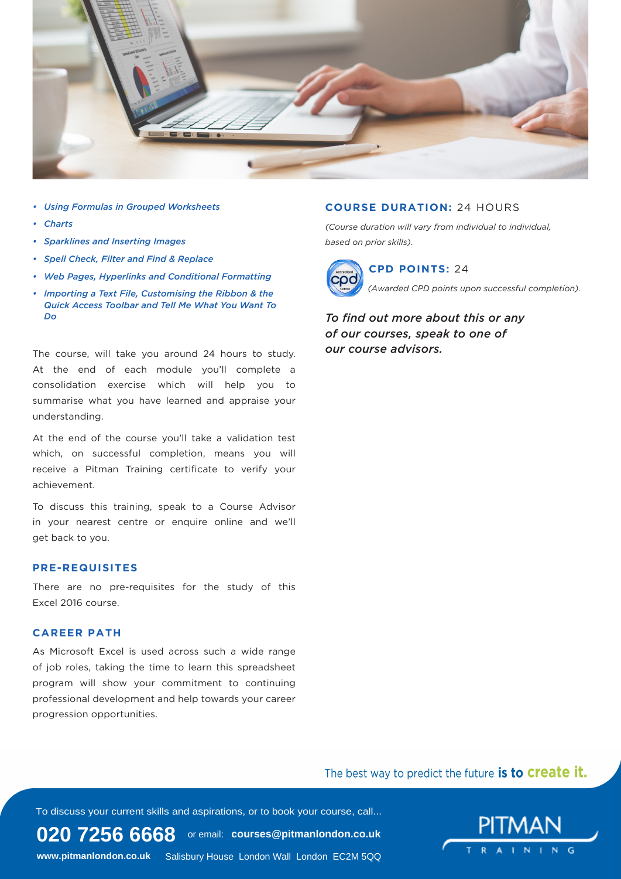- *Using Formulas in Grouped Worksheets*
- *Charts*
- *Sparklines and Inserting Images*
- *Spell Check, Filter and Find & Replace*
- *Web Pages, Hyperlinks and Conditional Formatting*
- *Importing a Text File, Customising the Ribbon & the Quick Access Toolbar and Tell Me What You Want To Do*

The course, will take you around 24 hours to study. At the end of each module you'll complete a consolidation exercise which will help you to summarise what you have learned and appraise your understanding.

At the end of the course you'll take a validation test which, on successful completion, means you will receive a Pitman Training certificate to verify your achievement.

To discuss this training, speak to a Course Advisor in your nearest centre or enquire online and we'll get back to you.

## PRE-REQUISITES

There are no pre-requisites for the study of this Excel 2016 course.

## CAREER PATH

As Microsoft Excel is used across such a wide range of job roles, taking the time to learn this spreadsheet program will show your commitment to continuing professional development and help towards your career progression opportunities.

## COURSE DURATION: 24 HOURS

*(Course duration will vary from individual to individual, based on prior skills).*

## CPD POINTS: 24

*(Awarded CPD points upon successful completion).*

***To find out more about this or any of our courses, speak to one of our course advisors.***

The best way to predict the future **is to create it.**

To discuss your current skills and aspirations, or to book your course, call...

**020 7256 6668** or email: **courses@pitmanlondon.co.uk**

**www.pitmanlondon.co.uk** Salisbury House London Wall London EC2M 5QQ

PITMAN TRAINING